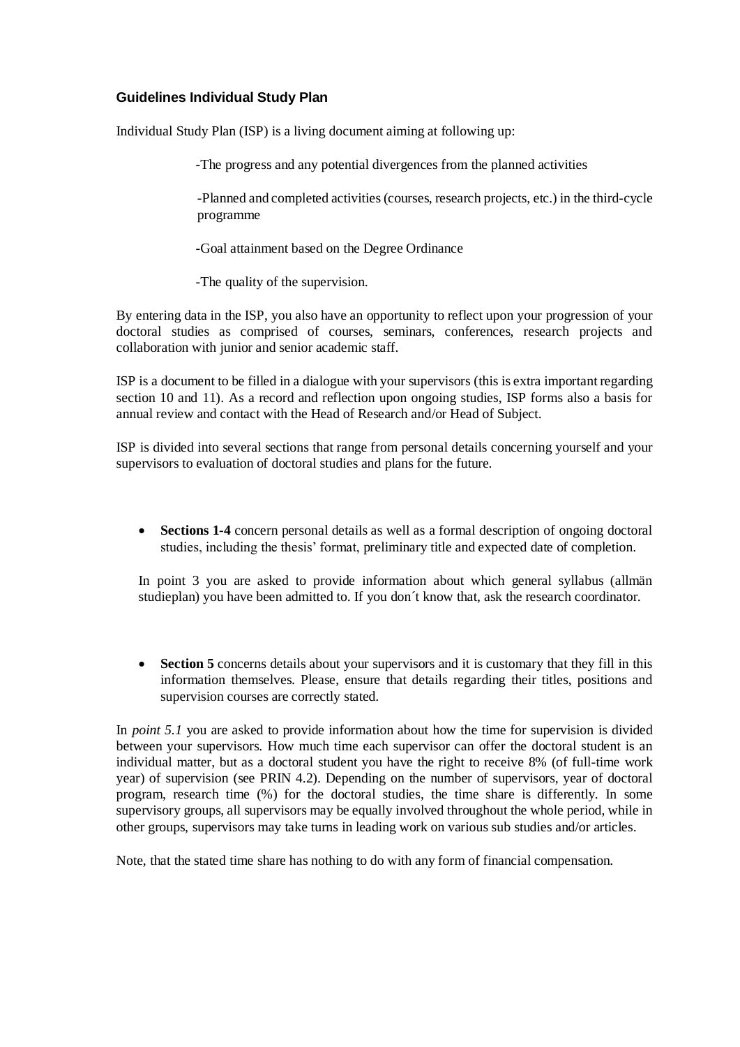## Guidelines Individual Study Plan

Individual Study Plan (ISP) is a living document aiming at following up:

- -The progress and any potential divergences from the planned activities
- -Planned and completed activities (courses, research projects, etc.) in the third-cycle programme
- -Goal attainment based on the Degree Ordinance
- -The quality of the supervision.

By entering data in the ISP, you also have an opportunity to reflect upon your progression of your doctoral studies as comprised of courses, seminars, conferences, research projects and collaboration with junior and senior academic staff.

ISP is a document to be filled in a dialogue with your supervisors (this is extra important regarding section 10 and 11). As a record and reflection upon ongoing studies, ISP forms also a basis for annual review and contact with the Head of Research and/or Head of Subject.

ISP is divided into several sections that range from personal details concerning yourself and your supervisors to evaluation of doctoral studies and plans for the future.

- **Sections 1-4** concern personal details as well as a formal description of ongoing doctoral studies, including the thesis' format, preliminary title and expected date of completion.

  In point 3 you are asked to provide information about which general syllabus (allmän studieplan) you have been admitted to. If you don´t know that, ask the research coordinator.

- **Section 5** concerns details about your supervisors and it is customary that they fill in this information themselves. Please, ensure that details regarding their titles, positions and supervision courses are correctly stated.

In *point 5.1* you are asked to provide information about how the time for supervision is divided between your supervisors. How much time each supervisor can offer the doctoral student is an individual matter, but as a doctoral student you have the right to receive 8% (of full-time work year) of supervision (see PRIN 4.2). Depending on the number of supervisors, year of doctoral program, research time (%) for the doctoral studies, the time share is differently. In some supervisory groups, all supervisors may be equally involved throughout the whole period, while in other groups, supervisors may take turns in leading work on various sub studies and/or articles.

Note, that the stated time share has nothing to do with any form of financial compensation.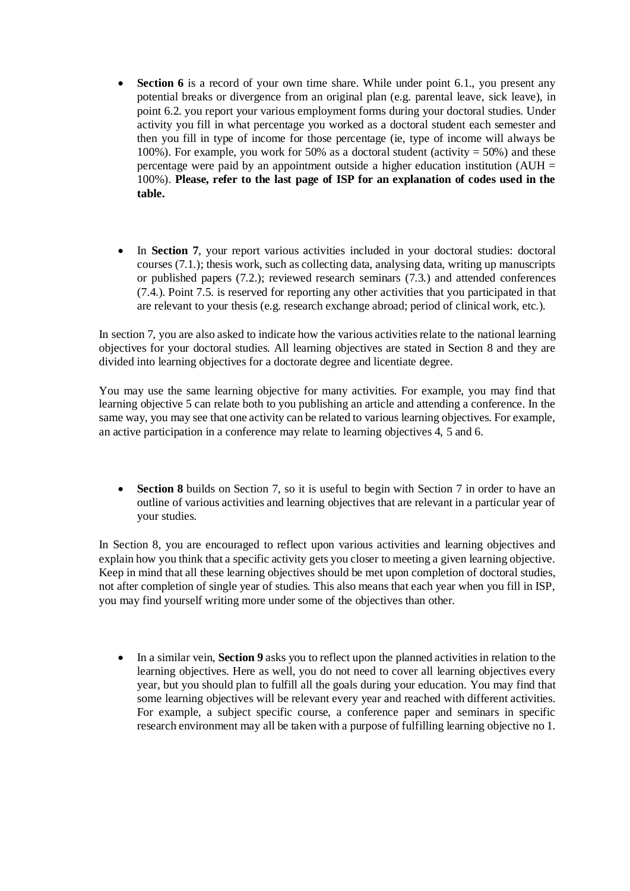- **Section 6** is a record of your own time share. While under point 6.1., you present any potential breaks or divergence from an original plan (e.g. parental leave, sick leave), in point 6.2. you report your various employment forms during your doctoral studies. Under activity you fill in what percentage you worked as a doctoral student each semester and then you fill in type of income for those percentage (ie, type of income will always be 100%). For example, you work for 50% as a doctoral student (activity = 50%) and these percentage were paid by an appointment outside a higher education institution (AUH = 100%). **Please, refer to the last page of ISP for an explanation of codes used in the table.**

- In **Section 7**, your report various activities included in your doctoral studies: doctoral courses (7.1.); thesis work, such as collecting data, analysing data, writing up manuscripts or published papers (7.2.); reviewed research seminars (7.3.) and attended conferences (7.4.). Point 7.5. is reserved for reporting any other activities that you participated in that are relevant to your thesis (e.g. research exchange abroad; period of clinical work, etc.).

In section 7, you are also asked to indicate how the various activities relate to the national learning objectives for your doctoral studies. All learning objectives are stated in Section 8 and they are divided into learning objectives for a doctorate degree and licentiate degree.

You may use the same learning objective for many activities. For example, you may find that learning objective 5 can relate both to you publishing an article and attending a conference. In the same way, you may see that one activity can be related to various learning objectives. For example, an active participation in a conference may relate to learning objectives 4, 5 and 6.

- **Section 8** builds on Section 7, so it is useful to begin with Section 7 in order to have an outline of various activities and learning objectives that are relevant in a particular year of your studies.

In Section 8, you are encouraged to reflect upon various activities and learning objectives and explain how you think that a specific activity gets you closer to meeting a given learning objective. Keep in mind that all these learning objectives should be met upon completion of doctoral studies, not after completion of single year of studies. This also means that each year when you fill in ISP, you may find yourself writing more under some of the objectives than other.

- In a similar vein, **Section 9** asks you to reflect upon the planned activities in relation to the learning objectives. Here as well, you do not need to cover all learning objectives every year, but you should plan to fulfill all the goals during your education. You may find that some learning objectives will be relevant every year and reached with different activities. For example, a subject specific course, a conference paper and seminars in specific research environment may all be taken with a purpose of fulfilling learning objective no 1.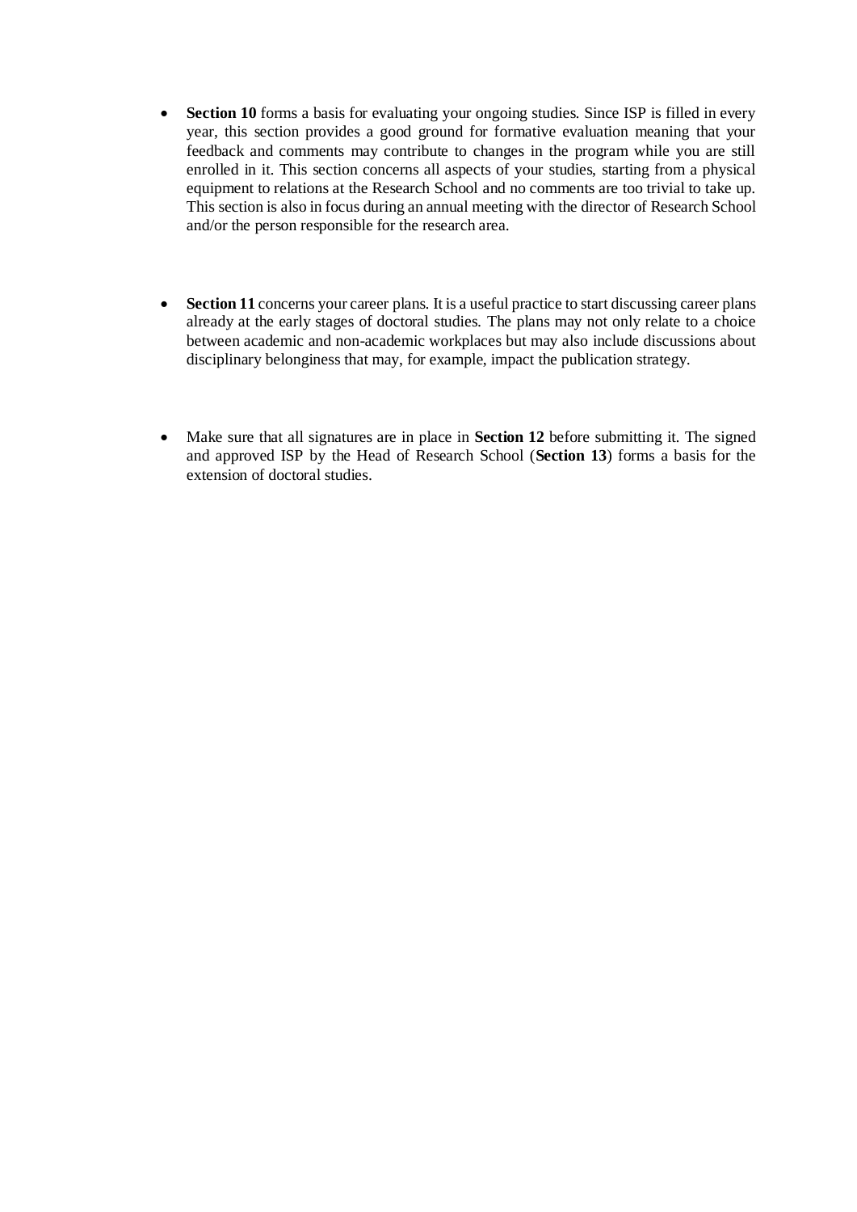- **Section 10** forms a basis for evaluating your ongoing studies. Since ISP is filled in every year, this section provides a good ground for formative evaluation meaning that your feedback and comments may contribute to changes in the program while you are still enrolled in it. This section concerns all aspects of your studies, starting from a physical equipment to relations at the Research School and no comments are too trivial to take up. This section is also in focus during an annual meeting with the director of Research School and/or the person responsible for the research area.

- **Section 11** concerns your career plans. It is a useful practice to start discussing career plans already at the early stages of doctoral studies. The plans may not only relate to a choice between academic and non-academic workplaces but may also include discussions about disciplinary belonginess that may, for example, impact the publication strategy.

- Make sure that all signatures are in place in **Section 12** before submitting it. The signed and approved ISP by the Head of Research School (**Section 13**) forms a basis for the extension of doctoral studies.